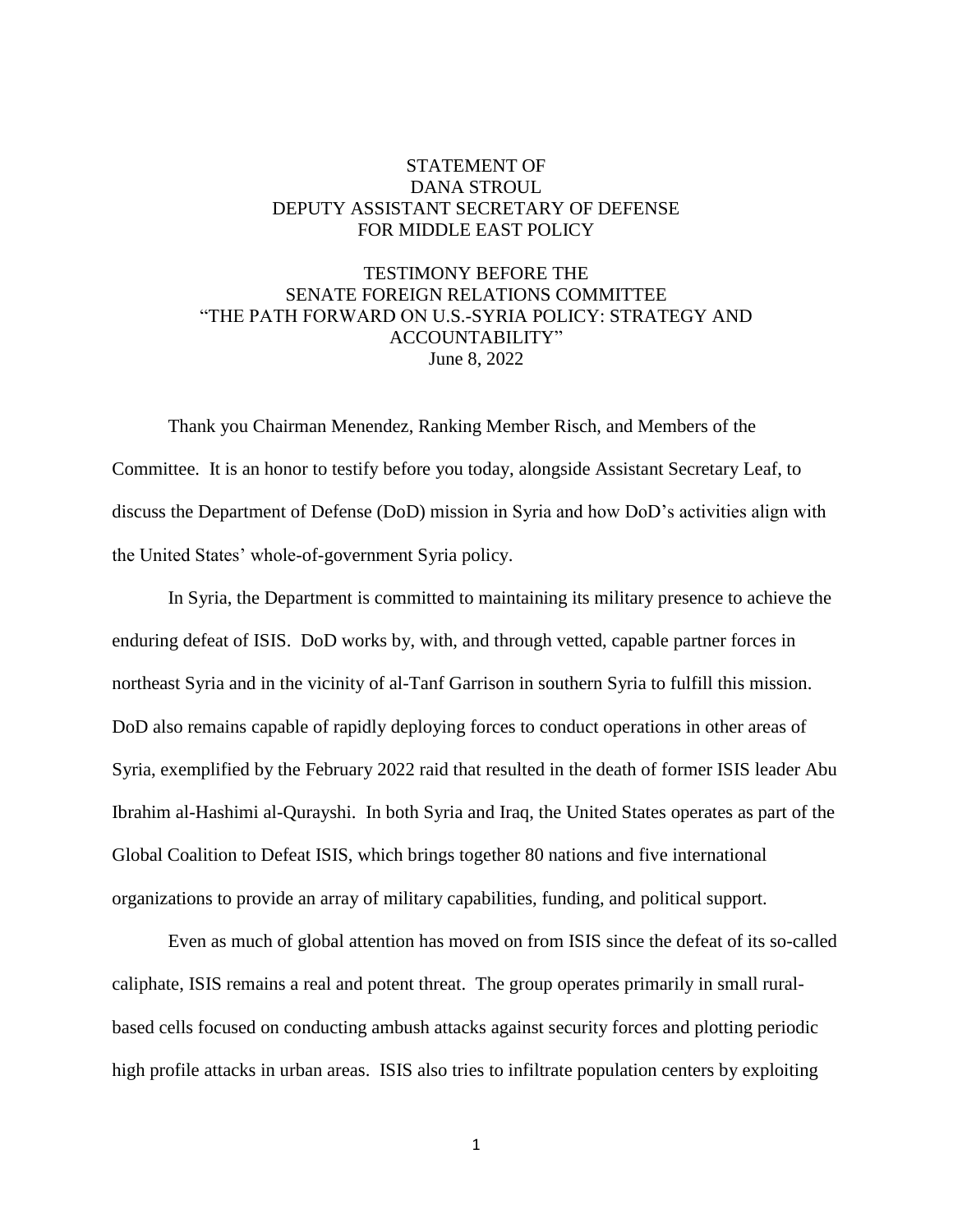STATEMENT OF
DANA STROUL
DEPUTY ASSISTANT SECRETARY OF DEFENSE
FOR MIDDLE EAST POLICY

TESTIMONY BEFORE THE
SENATE FOREIGN RELATIONS COMMITTEE
"THE PATH FORWARD ON U.S.-SYRIA POLICY: STRATEGY AND ACCOUNTABILITY"
June 8, 2022

Thank you Chairman Menendez, Ranking Member Risch, and Members of the Committee. It is an honor to testify before you today, alongside Assistant Secretary Leaf, to discuss the Department of Defense (DoD) mission in Syria and how DoD's activities align with the United States' whole-of-government Syria policy.

In Syria, the Department is committed to maintaining its military presence to achieve the enduring defeat of ISIS. DoD works by, with, and through vetted, capable partner forces in northeast Syria and in the vicinity of al-Tanf Garrison in southern Syria to fulfill this mission. DoD also remains capable of rapidly deploying forces to conduct operations in other areas of Syria, exemplified by the February 2022 raid that resulted in the death of former ISIS leader Abu Ibrahim al-Hashimi al-Qurayshi. In both Syria and Iraq, the United States operates as part of the Global Coalition to Defeat ISIS, which brings together 80 nations and five international organizations to provide an array of military capabilities, funding, and political support.

Even as much of global attention has moved on from ISIS since the defeat of its so-called caliphate, ISIS remains a real and potent threat. The group operates primarily in small rural-based cells focused on conducting ambush attacks against security forces and plotting periodic high profile attacks in urban areas. ISIS also tries to infiltrate population centers by exploiting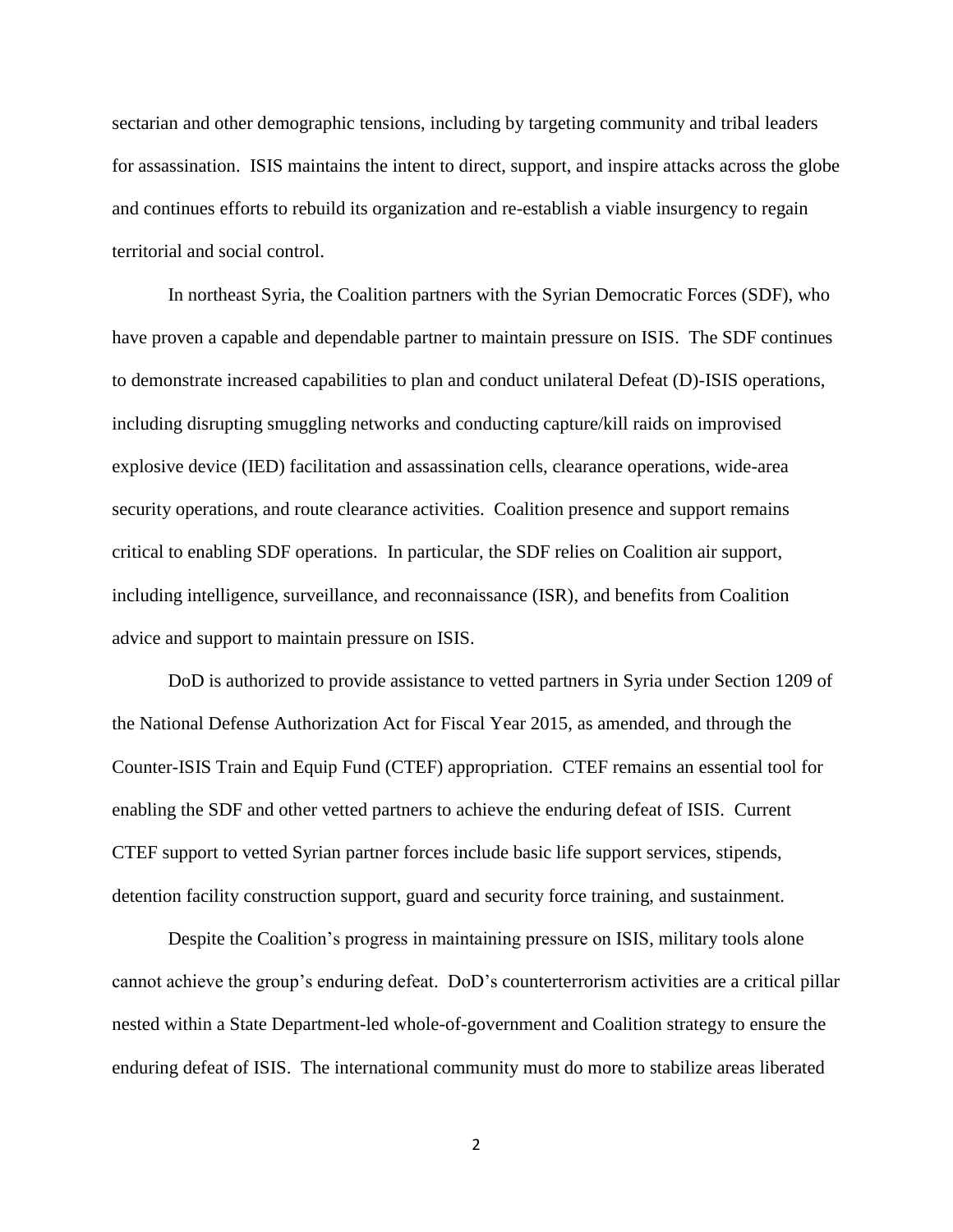sectarian and other demographic tensions, including by targeting community and tribal leaders for assassination. ISIS maintains the intent to direct, support, and inspire attacks across the globe and continues efforts to rebuild its organization and re-establish a viable insurgency to regain territorial and social control.

In northeast Syria, the Coalition partners with the Syrian Democratic Forces (SDF), who have proven a capable and dependable partner to maintain pressure on ISIS. The SDF continues to demonstrate increased capabilities to plan and conduct unilateral Defeat (D)-ISIS operations, including disrupting smuggling networks and conducting capture/kill raids on improvised explosive device (IED) facilitation and assassination cells, clearance operations, wide-area security operations, and route clearance activities. Coalition presence and support remains critical to enabling SDF operations. In particular, the SDF relies on Coalition air support, including intelligence, surveillance, and reconnaissance (ISR), and benefits from Coalition advice and support to maintain pressure on ISIS.

DoD is authorized to provide assistance to vetted partners in Syria under Section 1209 of the National Defense Authorization Act for Fiscal Year 2015, as amended, and through the Counter-ISIS Train and Equip Fund (CTEF) appropriation. CTEF remains an essential tool for enabling the SDF and other vetted partners to achieve the enduring defeat of ISIS. Current CTEF support to vetted Syrian partner forces include basic life support services, stipends, detention facility construction support, guard and security force training, and sustainment.

Despite the Coalition's progress in maintaining pressure on ISIS, military tools alone cannot achieve the group's enduring defeat. DoD's counterterrorism activities are a critical pillar nested within a State Department-led whole-of-government and Coalition strategy to ensure the enduring defeat of ISIS. The international community must do more to stabilize areas liberated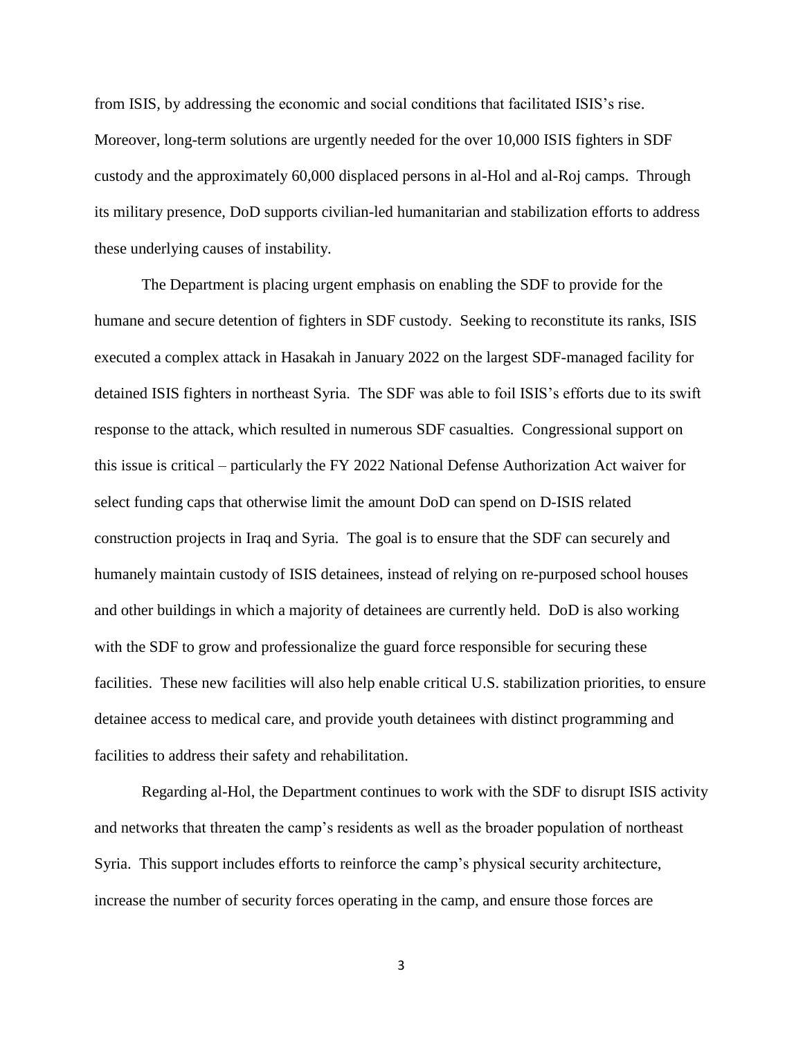from ISIS, by addressing the economic and social conditions that facilitated ISIS's rise. Moreover, long-term solutions are urgently needed for the over 10,000 ISIS fighters in SDF custody and the approximately 60,000 displaced persons in al-Hol and al-Roj camps. Through its military presence, DoD supports civilian-led humanitarian and stabilization efforts to address these underlying causes of instability.

The Department is placing urgent emphasis on enabling the SDF to provide for the humane and secure detention of fighters in SDF custody. Seeking to reconstitute its ranks, ISIS executed a complex attack in Hasakah in January 2022 on the largest SDF-managed facility for detained ISIS fighters in northeast Syria. The SDF was able to foil ISIS's efforts due to its swift response to the attack, which resulted in numerous SDF casualties. Congressional support on this issue is critical – particularly the FY 2022 National Defense Authorization Act waiver for select funding caps that otherwise limit the amount DoD can spend on D-ISIS related construction projects in Iraq and Syria. The goal is to ensure that the SDF can securely and humanely maintain custody of ISIS detainees, instead of relying on re-purposed school houses and other buildings in which a majority of detainees are currently held. DoD is also working with the SDF to grow and professionalize the guard force responsible for securing these facilities. These new facilities will also help enable critical U.S. stabilization priorities, to ensure detainee access to medical care, and provide youth detainees with distinct programming and facilities to address their safety and rehabilitation.

Regarding al-Hol, the Department continues to work with the SDF to disrupt ISIS activity and networks that threaten the camp's residents as well as the broader population of northeast Syria. This support includes efforts to reinforce the camp's physical security architecture, increase the number of security forces operating in the camp, and ensure those forces are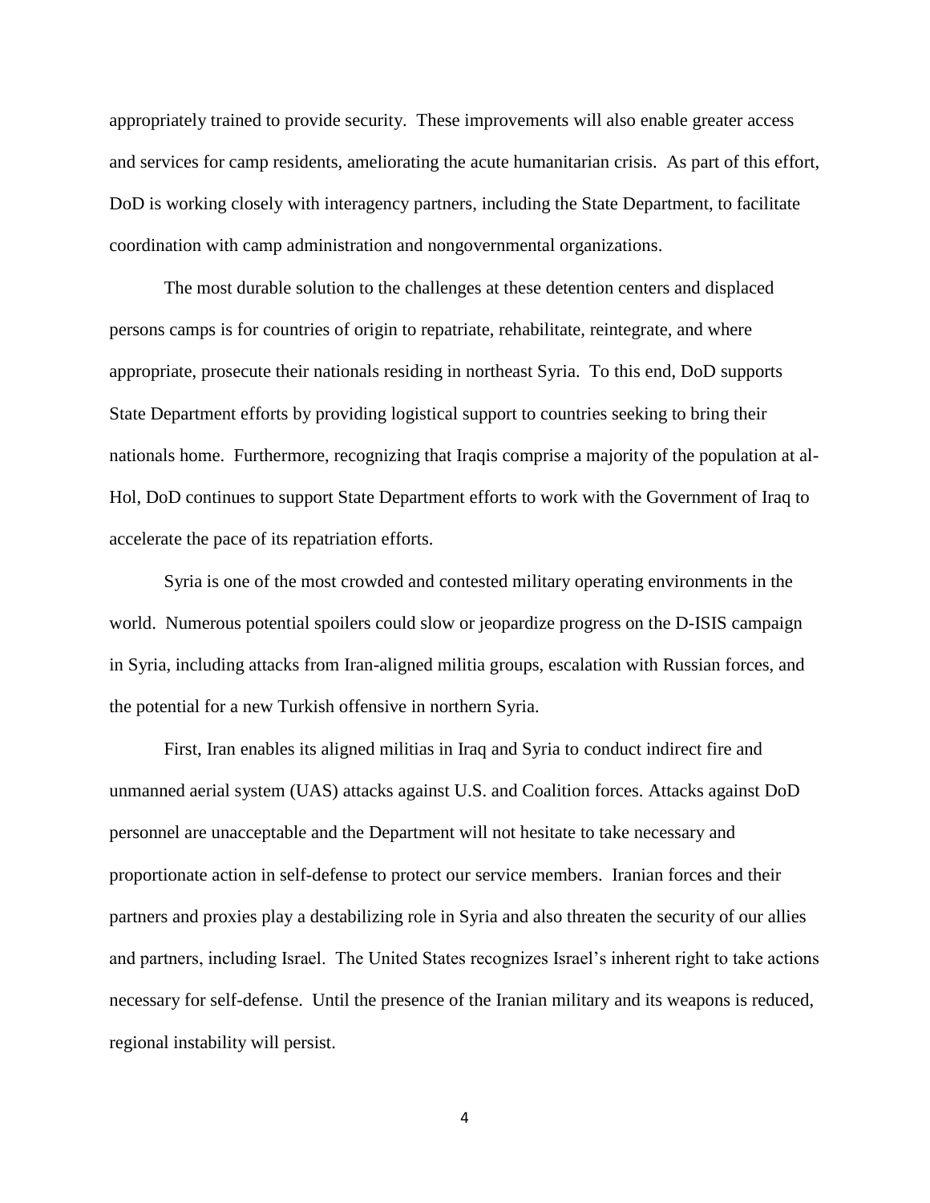appropriately trained to provide security. These improvements will also enable greater access and services for camp residents, ameliorating the acute humanitarian crisis. As part of this effort, DoD is working closely with interagency partners, including the State Department, to facilitate coordination with camp administration and nongovernmental organizations.

The most durable solution to the challenges at these detention centers and displaced persons camps is for countries of origin to repatriate, rehabilitate, reintegrate, and where appropriate, prosecute their nationals residing in northeast Syria. To this end, DoD supports State Department efforts by providing logistical support to countries seeking to bring their nationals home. Furthermore, recognizing that Iraqis comprise a majority of the population at al-Hol, DoD continues to support State Department efforts to work with the Government of Iraq to accelerate the pace of its repatriation efforts.

Syria is one of the most crowded and contested military operating environments in the world. Numerous potential spoilers could slow or jeopardize progress on the D-ISIS campaign in Syria, including attacks from Iran-aligned militia groups, escalation with Russian forces, and the potential for a new Turkish offensive in northern Syria.

First, Iran enables its aligned militias in Iraq and Syria to conduct indirect fire and unmanned aerial system (UAS) attacks against U.S. and Coalition forces. Attacks against DoD personnel are unacceptable and the Department will not hesitate to take necessary and proportionate action in self-defense to protect our service members. Iranian forces and their partners and proxies play a destabilizing role in Syria and also threaten the security of our allies and partners, including Israel. The United States recognizes Israel's inherent right to take actions necessary for self-defense. Until the presence of the Iranian military and its weapons is reduced, regional instability will persist.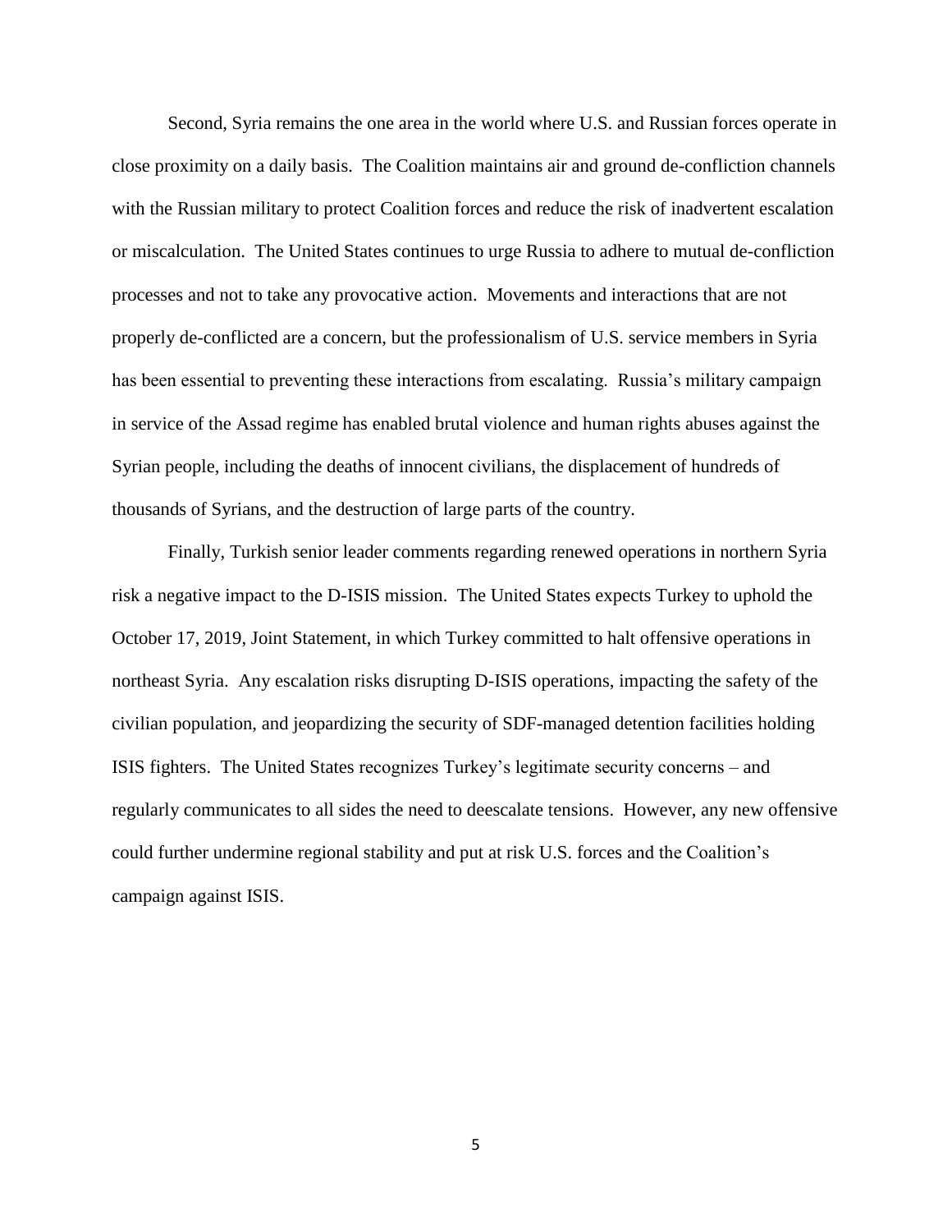Second, Syria remains the one area in the world where U.S. and Russian forces operate in close proximity on a daily basis. The Coalition maintains air and ground de-confliction channels with the Russian military to protect Coalition forces and reduce the risk of inadvertent escalation or miscalculation. The United States continues to urge Russia to adhere to mutual de-confliction processes and not to take any provocative action. Movements and interactions that are not properly de-conflicted are a concern, but the professionalism of U.S. service members in Syria has been essential to preventing these interactions from escalating. Russia's military campaign in service of the Assad regime has enabled brutal violence and human rights abuses against the Syrian people, including the deaths of innocent civilians, the displacement of hundreds of thousands of Syrians, and the destruction of large parts of the country.

Finally, Turkish senior leader comments regarding renewed operations in northern Syria risk a negative impact to the D-ISIS mission. The United States expects Turkey to uphold the October 17, 2019, Joint Statement, in which Turkey committed to halt offensive operations in northeast Syria. Any escalation risks disrupting D-ISIS operations, impacting the safety of the civilian population, and jeopardizing the security of SDF-managed detention facilities holding ISIS fighters. The United States recognizes Turkey's legitimate security concerns – and regularly communicates to all sides the need to deescalate tensions. However, any new offensive could further undermine regional stability and put at risk U.S. forces and the Coalition's campaign against ISIS.